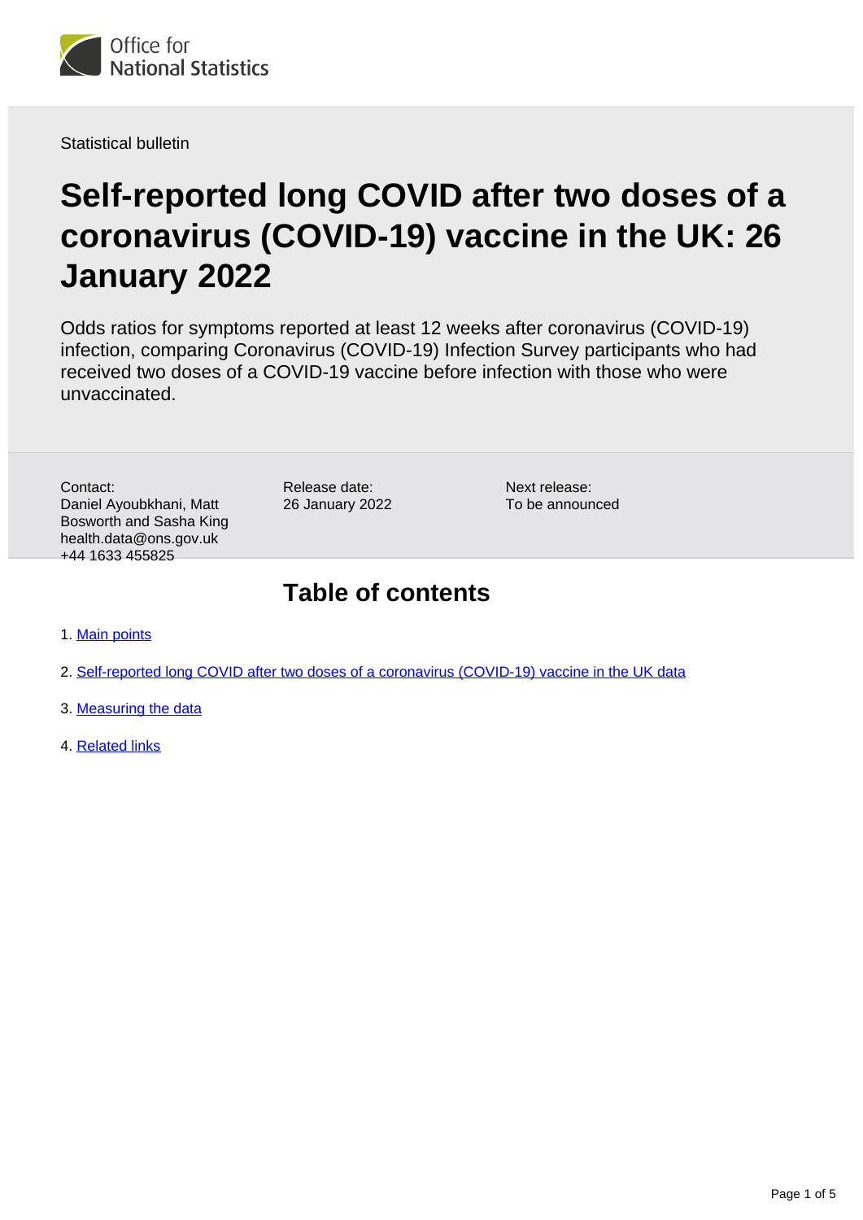Statistical bulletin

# Self-reported long COVID after two doses of a coronavirus (COVID-19) vaccine in the UK: 26 January 2022

Odds ratios for symptoms reported at least 12 weeks after coronavirus (COVID-19) infection, comparing Coronavirus (COVID-19) Infection Survey participants who had received two doses of a COVID-19 vaccine before infection with those who were unvaccinated.

Contact:
Daniel Ayoubkhani, Matt Bosworth and Sasha King
health.data@ons.gov.uk
+44 1633 455825

Release date:
26 January 2022

Next release:
To be announced

## Table of contents

1. Main points
2. Self-reported long COVID after two doses of a coronavirus (COVID-19) vaccine in the UK data
3. Measuring the data
4. Related links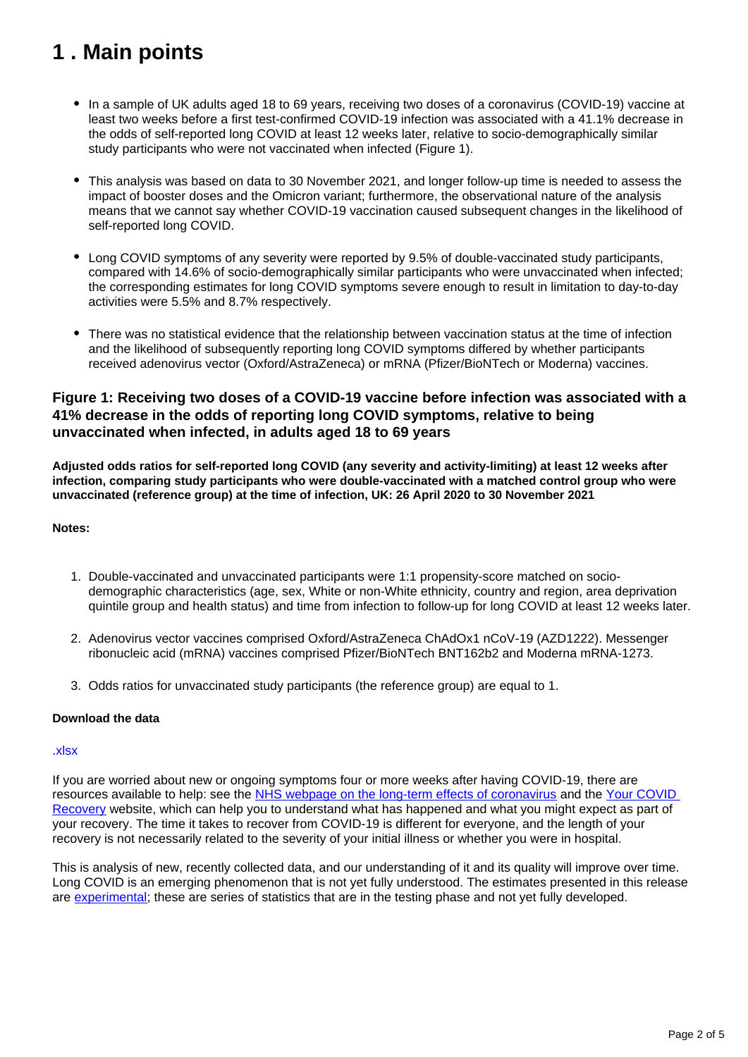# 1 . Main points

- In a sample of UK adults aged 18 to 69 years, receiving two doses of a coronavirus (COVID-19) vaccine at least two weeks before a first test-confirmed COVID-19 infection was associated with a 41.1% decrease in the odds of self-reported long COVID at least 12 weeks later, relative to socio-demographically similar study participants who were not vaccinated when infected (Figure 1).

- This analysis was based on data to 30 November 2021, and longer follow-up time is needed to assess the impact of booster doses and the Omicron variant; furthermore, the observational nature of the analysis means that we cannot say whether COVID-19 vaccination caused subsequent changes in the likelihood of self-reported long COVID.

- Long COVID symptoms of any severity were reported by 9.5% of double-vaccinated study participants, compared with 14.6% of socio-demographically similar participants who were unvaccinated when infected; the corresponding estimates for long COVID symptoms severe enough to result in limitation to day-to-day activities were 5.5% and 8.7% respectively.

- There was no statistical evidence that the relationship between vaccination status at the time of infection and the likelihood of subsequently reporting long COVID symptoms differed by whether participants received adenovirus vector (Oxford/AstraZeneca) or mRNA (Pfizer/BioNTech or Moderna) vaccines.

### Figure 1: Receiving two doses of a COVID-19 vaccine before infection was associated with a 41% decrease in the odds of reporting long COVID symptoms, relative to being unvaccinated when infected, in adults aged 18 to 69 years

**Adjusted odds ratios for self-reported long COVID (any severity and activity-limiting) at least 12 weeks after infection, comparing study participants who were double-vaccinated with a matched control group who were unvaccinated (reference group) at the time of infection, UK: 26 April 2020 to 30 November 2021**

**Notes:**

1. Double-vaccinated and unvaccinated participants were 1:1 propensity-score matched on socio-demographic characteristics (age, sex, White or non-White ethnicity, country and region, area deprivation quintile group and health status) and time from infection to follow-up for long COVID at least 12 weeks later.

2. Adenovirus vector vaccines comprised Oxford/AstraZeneca ChAdOx1 nCoV-19 (AZD1222). Messenger ribonucleic acid (mRNA) vaccines comprised Pfizer/BioNTech BNT162b2 and Moderna mRNA-1273.

3. Odds ratios for unvaccinated study participants (the reference group) are equal to 1.

**Download the data**

.xlsx

If you are worried about new or ongoing symptoms four or more weeks after having COVID-19, there are resources available to help: see the NHS webpage on the long-term effects of coronavirus and the Your COVID Recovery website, which can help you to understand what has happened and what you might expect as part of your recovery. The time it takes to recover from COVID-19 is different for everyone, and the length of your recovery is not necessarily related to the severity of your initial illness or whether you were in hospital.

This is analysis of new, recently collected data, and our understanding of it and its quality will improve over time. Long COVID is an emerging phenomenon that is not yet fully understood. The estimates presented in this release are experimental; these are series of statistics that are in the testing phase and not yet fully developed.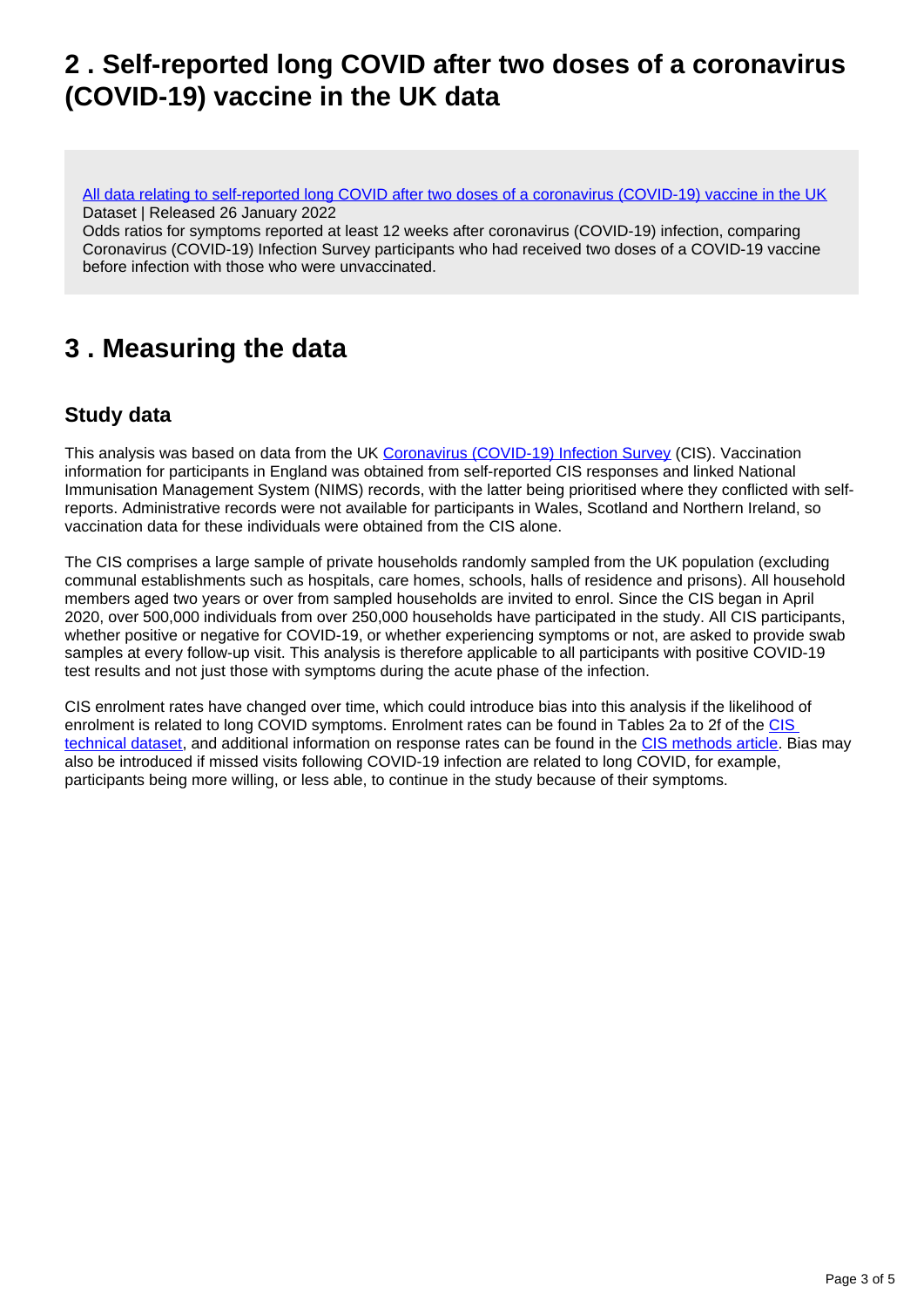## 2 . Self-reported long COVID after two doses of a coronavirus (COVID-19) vaccine in the UK data

[All data relating to self-reported long COVID after two doses of a coronavirus (COVID-19) vaccine in the UK](#)
Dataset | Released 26 January 2022
Odds ratios for symptoms reported at least 12 weeks after coronavirus (COVID-19) infection, comparing Coronavirus (COVID-19) Infection Survey participants who had received two doses of a COVID-19 vaccine before infection with those who were unvaccinated.

## 3 . Measuring the data

### Study data

This analysis was based on data from the UK Coronavirus (COVID-19) Infection Survey (CIS). Vaccination information for participants in England was obtained from self-reported CIS responses and linked National Immunisation Management System (NIMS) records, with the latter being prioritised where they conflicted with self-reports. Administrative records were not available for participants in Wales, Scotland and Northern Ireland, so vaccination data for these individuals were obtained from the CIS alone.

The CIS comprises a large sample of private households randomly sampled from the UK population (excluding communal establishments such as hospitals, care homes, schools, halls of residence and prisons). All household members aged two years or over from sampled households are invited to enrol. Since the CIS began in April 2020, over 500,000 individuals from over 250,000 households have participated in the study. All CIS participants, whether positive or negative for COVID-19, or whether experiencing symptoms or not, are asked to provide swab samples at every follow-up visit. This analysis is therefore applicable to all participants with positive COVID-19 test results and not just those with symptoms during the acute phase of the infection.

CIS enrolment rates have changed over time, which could introduce bias into this analysis if the likelihood of enrolment is related to long COVID symptoms. Enrolment rates can be found in Tables 2a to 2f of the CIS technical dataset, and additional information on response rates can be found in the CIS methods article. Bias may also be introduced if missed visits following COVID-19 infection are related to long COVID, for example, participants being more willing, or less able, to continue in the study because of their symptoms.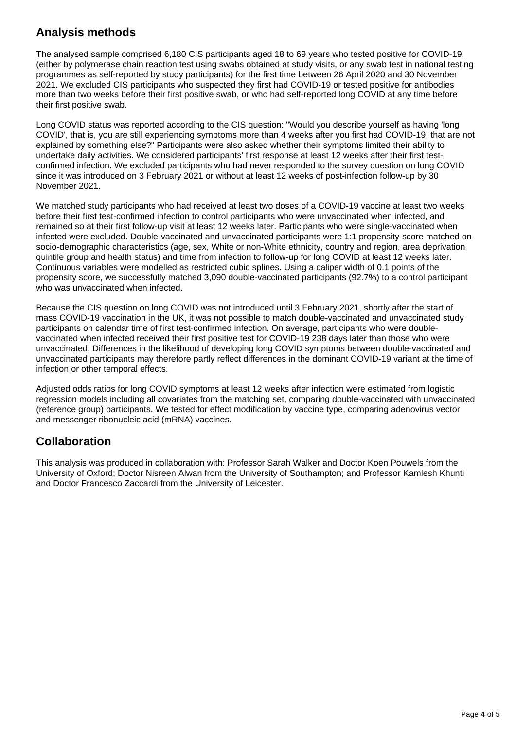## Analysis methods

The analysed sample comprised 6,180 CIS participants aged 18 to 69 years who tested positive for COVID-19 (either by polymerase chain reaction test using swabs obtained at study visits, or any swab test in national testing programmes as self-reported by study participants) for the first time between 26 April 2020 and 30 November 2021. We excluded CIS participants who suspected they first had COVID-19 or tested positive for antibodies more than two weeks before their first positive swab, or who had self-reported long COVID at any time before their first positive swab.

Long COVID status was reported according to the CIS question: "Would you describe yourself as having 'long COVID', that is, you are still experiencing symptoms more than 4 weeks after you first had COVID-19, that are not explained by something else?" Participants were also asked whether their symptoms limited their ability to undertake daily activities. We considered participants' first response at least 12 weeks after their first test-confirmed infection. We excluded participants who had never responded to the survey question on long COVID since it was introduced on 3 February 2021 or without at least 12 weeks of post-infection follow-up by 30 November 2021.

We matched study participants who had received at least two doses of a COVID-19 vaccine at least two weeks before their first test-confirmed infection to control participants who were unvaccinated when infected, and remained so at their first follow-up visit at least 12 weeks later. Participants who were single-vaccinated when infected were excluded. Double-vaccinated and unvaccinated participants were 1:1 propensity-score matched on socio-demographic characteristics (age, sex, White or non-White ethnicity, country and region, area deprivation quintile group and health status) and time from infection to follow-up for long COVID at least 12 weeks later. Continuous variables were modelled as restricted cubic splines. Using a caliper width of 0.1 points of the propensity score, we successfully matched 3,090 double-vaccinated participants (92.7%) to a control participant who was unvaccinated when infected.

Because the CIS question on long COVID was not introduced until 3 February 2021, shortly after the start of mass COVID-19 vaccination in the UK, it was not possible to match double-vaccinated and unvaccinated study participants on calendar time of first test-confirmed infection. On average, participants who were double-vaccinated when infected received their first positive test for COVID-19 238 days later than those who were unvaccinated. Differences in the likelihood of developing long COVID symptoms between double-vaccinated and unvaccinated participants may therefore partly reflect differences in the dominant COVID-19 variant at the time of infection or other temporal effects.

Adjusted odds ratios for long COVID symptoms at least 12 weeks after infection were estimated from logistic regression models including all covariates from the matching set, comparing double-vaccinated with unvaccinated (reference group) participants. We tested for effect modification by vaccine type, comparing adenovirus vector and messenger ribonucleic acid (mRNA) vaccines.

## Collaboration

This analysis was produced in collaboration with: Professor Sarah Walker and Doctor Koen Pouwels from the University of Oxford; Doctor Nisreen Alwan from the University of Southampton; and Professor Kamlesh Khunti and Doctor Francesco Zaccardi from the University of Leicester.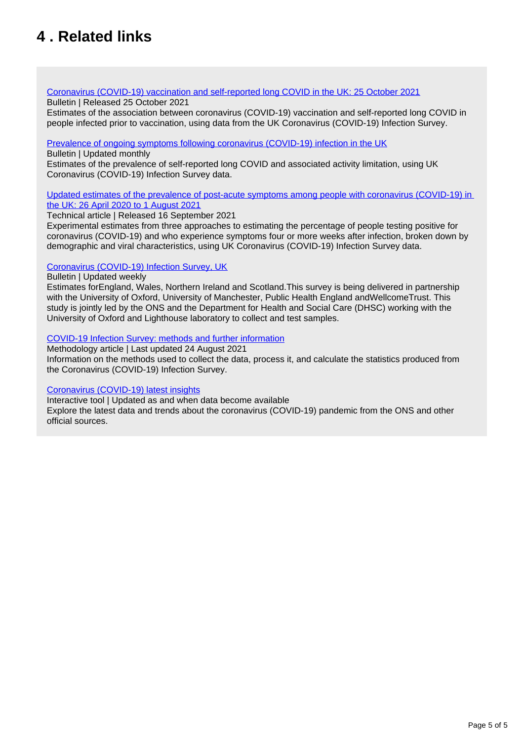## 4 . Related links

[Coronavirus (COVID-19) vaccination and self-reported long COVID in the UK: 25 October 2021]
Bulletin | Released 25 October 2021
Estimates of the association between coronavirus (COVID-19) vaccination and self-reported long COVID in people infected prior to vaccination, using data from the UK Coronavirus (COVID-19) Infection Survey.

[Prevalence of ongoing symptoms following coronavirus (COVID-19) infection in the UK]
Bulletin | Updated monthly
Estimates of the prevalence of self-reported long COVID and associated activity limitation, using UK Coronavirus (COVID-19) Infection Survey data.

[Updated estimates of the prevalence of post-acute symptoms among people with coronavirus (COVID-19) in the UK: 26 April 2020 to 1 August 2021]
Technical article | Released 16 September 2021
Experimental estimates from three approaches to estimating the percentage of people testing positive for coronavirus (COVID-19) and who experience symptoms four or more weeks after infection, broken down by demographic and viral characteristics, using UK Coronavirus (COVID-19) Infection Survey data.

[Coronavirus (COVID-19) Infection Survey, UK]
Bulletin | Updated weekly
Estimates forEngland, Wales, Northern Ireland and Scotland.This survey is being delivered in partnership with the University of Oxford, University of Manchester, Public Health England andWellcomeTrust. This study is jointly led by the ONS and the Department for Health and Social Care (DHSC) working with the University of Oxford and Lighthouse laboratory to collect and test samples.

[COVID-19 Infection Survey: methods and further information]
Methodology article | Last updated 24 August 2021
Information on the methods used to collect the data, process it, and calculate the statistics produced from the Coronavirus (COVID-19) Infection Survey.

[Coronavirus (COVID-19) latest insights]
Interactive tool | Updated as and when data become available
Explore the latest data and trends about the coronavirus (COVID-19) pandemic from the ONS and other official sources.